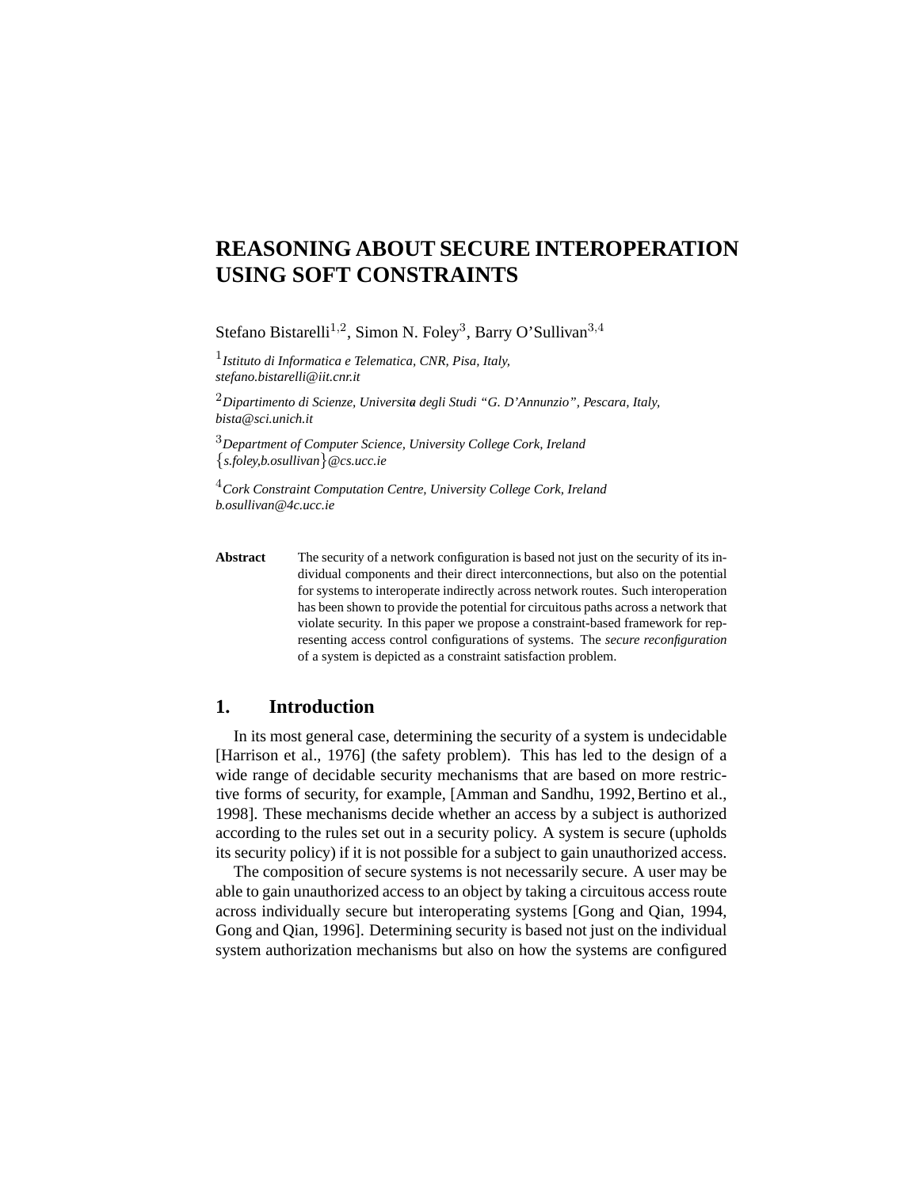# REASONING ABOUT SECURE INTEROPERATION USING SOFT CONSTRAINTS

Stefano Bistarelli[1,2], Simon N. Foley[3], Barry O'Sullivan[3,4]

[1] *Istituto di Informatica e Telematica, CNR, Pisa, Italy,*
*stefano.bistarelli@iit.cnr.it*

[2] *Dipartimento di Scienze, Università degli Studi "G. D'Annunzio", Pescara, Italy,*
*bista@sci.unich.it*

[3] *Department of Computer Science, University College Cork, Ireland*
*{s.foley,b.osullivan}@cs.ucc.ie*

[4] *Cork Constraint Computation Centre, University College Cork, Ireland*
*b.osullivan@4c.ucc.ie*

**Abstract** The security of a network configuration is based not just on the security of its individual components and their direct interconnections, but also on the potential for systems to interoperate indirectly across network routes. Such interoperation has been shown to provide the potential for circuitous paths across a network that violate security. In this paper we propose a constraint-based framework for representing access control configurations of systems. The *secure reconfiguration* of a system is depicted as a constraint satisfaction problem.

## 1. Introduction

In its most general case, determining the security of a system is undecidable [Harrison et al., 1976] (the safety problem). This has led to the design of a wide range of decidable security mechanisms that are based on more restrictive forms of security, for example, [Amman and Sandhu, 1992, Bertino et al., 1998]. These mechanisms decide whether an access by a subject is authorized according to the rules set out in a security policy. A system is secure (upholds its security policy) if it is not possible for a subject to gain unauthorized access.

The composition of secure systems is not necessarily secure. A user may be able to gain unauthorized access to an object by taking a circuitous access route across individually secure but interoperating systems [Gong and Qian, 1994, Gong and Qian, 1996]. Determining security is based not just on the individual system authorization mechanisms but also on how the systems are configured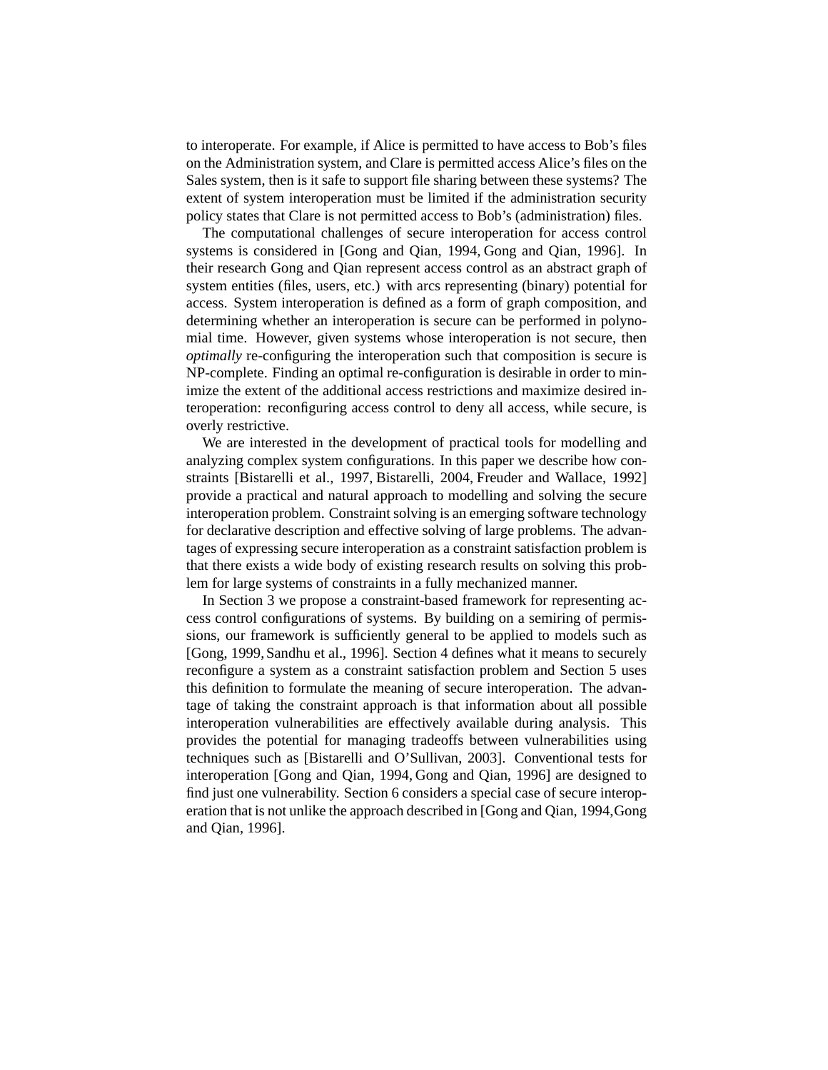to interoperate. For example, if Alice is permitted to have access to Bob's files on the Administration system, and Clare is permitted access Alice's files on the Sales system, then is it safe to support file sharing between these systems? The extent of system interoperation must be limited if the administration security policy states that Clare is not permitted access to Bob's (administration) files.

The computational challenges of secure interoperation for access control systems is considered in [Gong and Qian, 1994, Gong and Qian, 1996]. In their research Gong and Qian represent access control as an abstract graph of system entities (files, users, etc.) with arcs representing (binary) potential for access. System interoperation is defined as a form of graph composition, and determining whether an interoperation is secure can be performed in polynomial time. However, given systems whose interoperation is not secure, then *optimally* re-configuring the interoperation such that composition is secure is NP-complete. Finding an optimal re-configuration is desirable in order to minimize the extent of the additional access restrictions and maximize desired interoperation: reconfiguring access control to deny all access, while secure, is overly restrictive.

We are interested in the development of practical tools for modelling and analyzing complex system configurations. In this paper we describe how constraints [Bistarelli et al., 1997, Bistarelli, 2004, Freuder and Wallace, 1992] provide a practical and natural approach to modelling and solving the secure interoperation problem. Constraint solving is an emerging software technology for declarative description and effective solving of large problems. The advantages of expressing secure interoperation as a constraint satisfaction problem is that there exists a wide body of existing research results on solving this problem for large systems of constraints in a fully mechanized manner.

In Section 3 we propose a constraint-based framework for representing access control configurations of systems. By building on a semiring of permissions, our framework is sufficiently general to be applied to models such as [Gong, 1999, Sandhu et al., 1996]. Section 4 defines what it means to securely reconfigure a system as a constraint satisfaction problem and Section 5 uses this definition to formulate the meaning of secure interoperation. The advantage of taking the constraint approach is that information about all possible interoperation vulnerabilities are effectively available during analysis. This provides the potential for managing tradeoffs between vulnerabilities using techniques such as [Bistarelli and O'Sullivan, 2003]. Conventional tests for interoperation [Gong and Qian, 1994, Gong and Qian, 1996] are designed to find just one vulnerability. Section 6 considers a special case of secure interoperation that is not unlike the approach described in [Gong and Qian, 1994, Gong and Qian, 1996].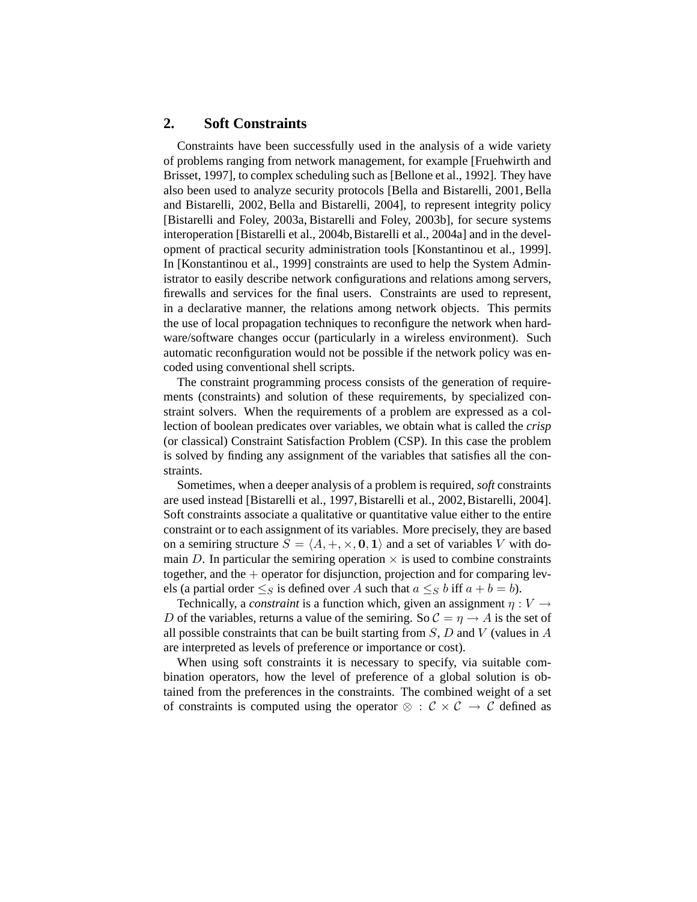## 2. Soft Constraints

Constraints have been successfully used in the analysis of a wide variety of problems ranging from network management, for example [Fruehwirth and Brisset, 1997], to complex scheduling such as [Bellone et al., 1992]. They have also been used to analyze security protocols [Bella and Bistarelli, 2001, Bella and Bistarelli, 2002, Bella and Bistarelli, 2004], to represent integrity policy [Bistarelli and Foley, 2003a, Bistarelli and Foley, 2003b], for secure systems interoperation [Bistarelli et al., 2004b, Bistarelli et al., 2004a] and in the development of practical security administration tools [Konstantinou et al., 1999]. In [Konstantinou et al., 1999] constraints are used to help the System Administrator to easily describe network configurations and relations among servers, firewalls and services for the final users. Constraints are used to represent, in a declarative manner, the relations among network objects. This permits the use of local propagation techniques to reconfigure the network when hardware/software changes occur (particularly in a wireless environment). Such automatic reconfiguration would not be possible if the network policy was encoded using conventional shell scripts.

The constraint programming process consists of the generation of requirements (constraints) and solution of these requirements, by specialized constraint solvers. When the requirements of a problem are expressed as a collection of boolean predicates over variables, we obtain what is called the *crisp* (or classical) Constraint Satisfaction Problem (CSP). In this case the problem is solved by finding any assignment of the variables that satisfies all the constraints.

Sometimes, when a deeper analysis of a problem is required, *soft* constraints are used instead [Bistarelli et al., 1997, Bistarelli et al., 2002, Bistarelli, 2004]. Soft constraints associate a qualitative or quantitative value either to the entire constraint or to each assignment of its variables. More precisely, they are based on a semiring structure $S = \langle A, +, \times, \mathbf{0}, \mathbf{1} \rangle$ and a set of variables $V$ with domain $D$. In particular the semiring operation $\times$ is used to combine constraints together, and the $+$ operator for disjunction, projection and for comparing levels (a partial order $\leq_S$ is defined over $A$ such that $a \leq_S b$ iff $a + b = b$).

Technically, a *constraint* is a function which, given an assignment $\eta : V \rightarrow D$ of the variables, returns a value of the semiring. So $\mathcal{C} = \eta \rightarrow A$ is the set of all possible constraints that can be built starting from $S$, $D$ and $V$ (values in $A$ are interpreted as levels of preference or importance or cost).

When using soft constraints it is necessary to specify, via suitable combination operators, how the level of preference of a global solution is obtained from the preferences in the constraints. The combined weight of a set of constraints is computed using the operator $\otimes : \mathcal{C} \times \mathcal{C} \rightarrow \mathcal{C}$ defined as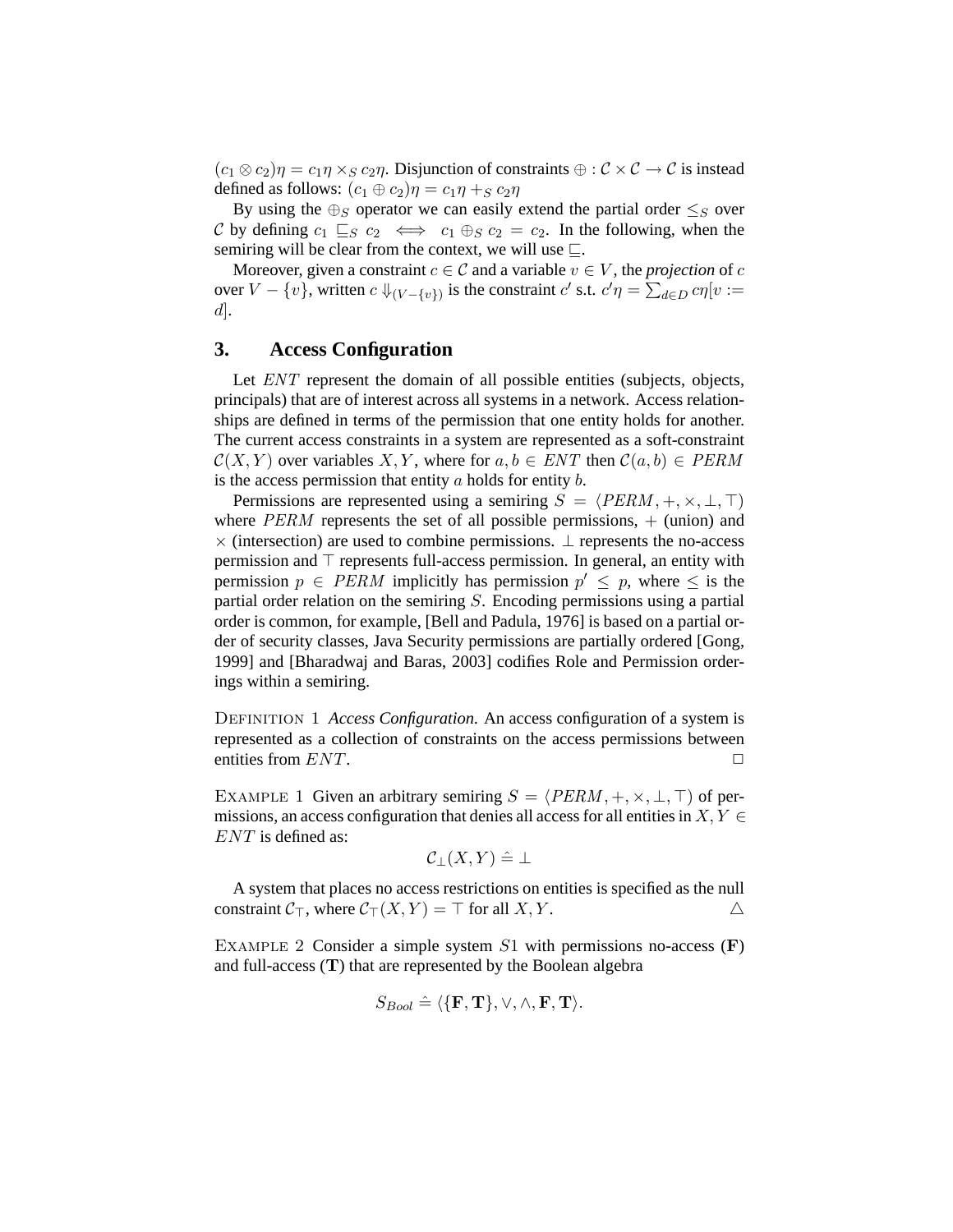$(c_1 \otimes c_2)\eta = c_1\eta \times_S c_2\eta$. Disjunction of constraints $\oplus : \mathcal{C} \times \mathcal{C} \to \mathcal{C}$ is instead defined as follows: $(c_1 \oplus c_2)\eta = c_1\eta +_S c_2\eta$

By using the $\oplus_S$ operator we can easily extend the partial order $\leq_S$ over $\mathcal{C}$ by defining $c_1 \sqsubseteq_S c_2 \iff c_1 \oplus_S c_2 = c_2$. In the following, when the semiring will be clear from the context, we will use $\sqsubseteq$.

Moreover, given a constraint $c \in \mathcal{C}$ and a variable $v \in V$, the *projection* of $c$ over $V - \{v\}$, written $c \Downarrow_{(V-\{v\})}$ is the constraint $c'$ s.t. $c'\eta = \sum_{d \in D} c\eta[v := d]$.

## 3. Access Configuration

Let $ENT$ represent the domain of all possible entities (subjects, objects, principals) that are of interest across all systems in a network. Access relationships are defined in terms of the permission that one entity holds for another. The current access constraints in a system are represented as a soft-constraint $\mathcal{C}(X, Y)$ over variables $X, Y$, where for $a, b \in ENT$ then $\mathcal{C}(a, b) \in PERM$ is the access permission that entity $a$ holds for entity $b$.

Permissions are represented using a semiring $S = \langle PERM, +, \times, \bot, \top \rangle$ where $PERM$ represents the set of all possible permissions, $+$ (union) and $\times$ (intersection) are used to combine permissions. $\bot$ represents the no-access permission and $\top$ represents full-access permission. In general, an entity with permission $p \in PERM$ implicitly has permission $p' \leq p$, where $\leq$ is the partial order relation on the semiring $S$. Encoding permissions using a partial order is common, for example, [Bell and Padula, 1976] is based on a partial order of security classes, Java Security permissions are partially ordered [Gong, 1999] and [Bharadwaj and Baras, 2003] codifies Role and Permission orderings within a semiring.

DEFINITION 1 *Access Configuration.* An access configuration of a system is represented as a collection of constraints on the access permissions between entities from $ENT$. □

EXAMPLE 1 Given an arbitrary semiring $S = \langle PERM, +, \times, \bot, \top \rangle$ of permissions, an access configuration that denies all access for all entities in $X, Y \in ENT$ is defined as:

$$\mathcal{C}_\bot(X, Y) \mathrel{\hat{=}} \bot$$

A system that places no access restrictions on entities is specified as the null constraint $\mathcal{C}_\top$, where $\mathcal{C}_\top(X, Y) = \top$ for all $X, Y$. △

EXAMPLE 2 Consider a simple system $S1$ with permissions no-access (**F**) and full-access (**T**) that are represented by the Boolean algebra

$$S_{Bool} \mathrel{\hat{=}} \langle \{\mathbf{F}, \mathbf{T}\}, \vee, \wedge, \mathbf{F}, \mathbf{T} \rangle.$$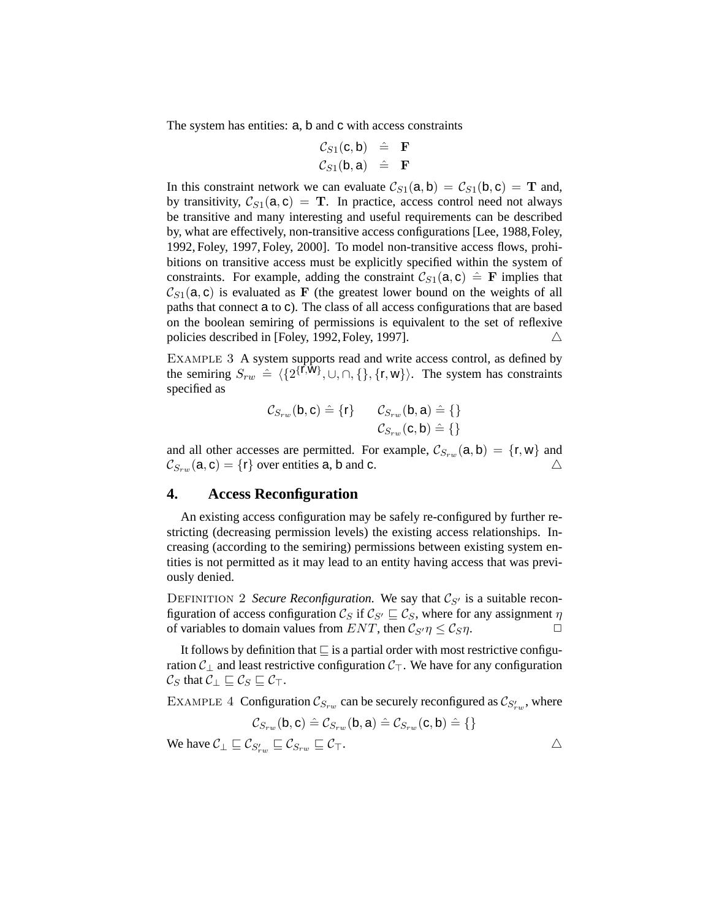The system has entities: a, b and c with access constraints

$$\begin{aligned}
\mathcal{C}_{S1}(\mathsf{c},\mathsf{b}) &\;\hat{=}\; \mathbf{F} \\
\mathcal{C}_{S1}(\mathsf{b},\mathsf{a}) &\;\hat{=}\; \mathbf{F}
\end{aligned}$$

In this constraint network we can evaluate $\mathcal{C}_{S1}(\mathsf{a},\mathsf{b}) = \mathcal{C}_{S1}(\mathsf{b},\mathsf{c}) = \mathbf{T}$ and, by transitivity, $\mathcal{C}_{S1}(\mathsf{a},\mathsf{c}) = \mathbf{T}$. In practice, access control need not always be transitive and many interesting and useful requirements can be described by, what are effectively, non-transitive access configurations [Lee, 1988, Foley, 1992, Foley, 1997, Foley, 2000]. To model non-transitive access flows, prohibitions on transitive access must be explicitly specified within the system of constraints. For example, adding the constraint $\mathcal{C}_{S1}(\mathsf{a},\mathsf{c}) \;\hat{=}\; \mathbf{F}$ implies that $\mathcal{C}_{S1}(\mathsf{a},\mathsf{c})$ is evaluated as $\mathbf{F}$ (the greatest lower bound on the weights of all paths that connect a to c). The class of all access configurations that are based on the boolean semiring of permissions is equivalent to the set of reflexive policies described in [Foley, 1992, Foley, 1997]. △

EXAMPLE 3 A system supports read and write access control, as defined by the semiring $S_{rw} \;\hat{=}\; \langle\{2^{\{\mathsf{r},\mathsf{w}\}}, \cup, \cap, \{\}, \{\mathsf{r},\mathsf{w}\}\rangle$. The system has constraints specified as

$$\mathcal{C}_{S_{rw}}(\mathsf{b},\mathsf{c}) \;\hat{=}\; \{\mathsf{r}\} \qquad \begin{aligned} \mathcal{C}_{S_{rw}}(\mathsf{b},\mathsf{a}) &\;\hat{=}\; \{\} \\ \mathcal{C}_{S_{rw}}(\mathsf{c},\mathsf{b}) &\;\hat{=}\; \{\} \end{aligned}$$

and all other accesses are permitted. For example, $\mathcal{C}_{S_{rw}}(\mathsf{a},\mathsf{b}) = \{\mathsf{r},\mathsf{w}\}$ and $\mathcal{C}_{S_{rw}}(\mathsf{a},\mathsf{c}) = \{\mathsf{r}\}$ over entities a, b and c. △

## 4. Access Reconfiguration

An existing access configuration may be safely re-configured by further restricting (decreasing permission levels) the existing access relationships. Increasing (according to the semiring) permissions between existing system entities is not permitted as it may lead to an entity having access that was previously denied.

DEFINITION 2 *Secure Reconfiguration.* We say that $\mathcal{C}_{S'}$ is a suitable reconfiguration of access configuration $\mathcal{C}_S$ if $\mathcal{C}_{S'} \sqsubseteq \mathcal{C}_S$, where for any assignment $\eta$ of variables to domain values from $ENT$, then $\mathcal{C}_{S'}\eta \leq \mathcal{C}_S\eta$. □

It follows by definition that $\sqsubseteq$ is a partial order with most restrictive configuration $\mathcal{C}_\bot$ and least restrictive configuration $\mathcal{C}_\top$. We have for any configuration $\mathcal{C}_S$ that $\mathcal{C}_\bot \sqsubseteq \mathcal{C}_S \sqsubseteq \mathcal{C}_\top$.

EXAMPLE 4 Configuration $\mathcal{C}_{S_{rw}}$ can be securely reconfigured as $\mathcal{C}_{S'_{rw}}$, where

$$\mathcal{C}_{S_{rw}}(\mathsf{b},\mathsf{c}) \;\hat{=}\; \mathcal{C}_{S_{rw}}(\mathsf{b},\mathsf{a}) \;\hat{=}\; \mathcal{C}_{S_{rw}}(\mathsf{c},\mathsf{b}) \;\hat{=}\; \{\}$$

We have $\mathcal{C}_\bot \sqsubseteq \mathcal{C}_{S'_{rw}} \sqsubseteq \mathcal{C}_{S_{rw}} \sqsubseteq \mathcal{C}_\top$. △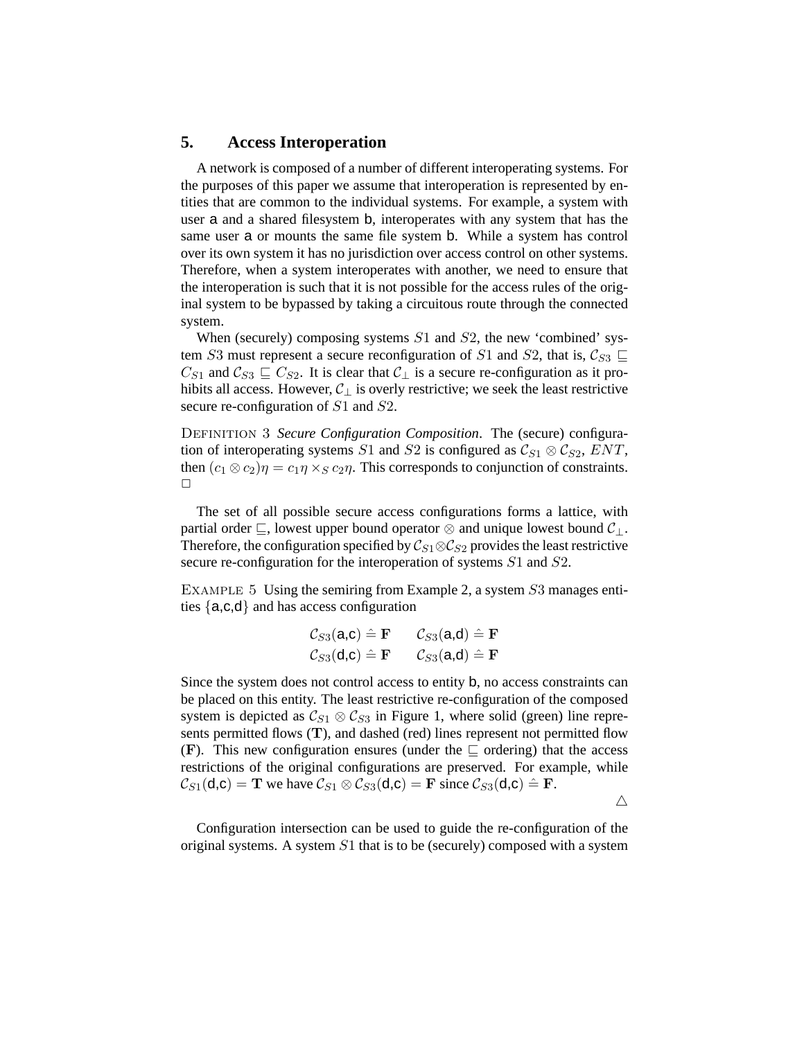## 5. Access Interoperation

A network is composed of a number of different interoperating systems. For the purposes of this paper we assume that interoperation is represented by entities that are common to the individual systems. For example, a system with user a and a shared filesystem b, interoperates with any system that has the same user a or mounts the same file system b. While a system has control over its own system it has no jurisdiction over access control on other systems. Therefore, when a system interoperates with another, we need to ensure that the interoperation is such that it is not possible for the access rules of the original system to be bypassed by taking a circuitous route through the connected system.

When (securely) composing systems $S1$ and $S2$, the new 'combined' system $S3$ must represent a secure reconfiguration of $S1$ and $S2$, that is, $\mathcal{C}_{S3} \sqsubseteq C_{S1}$ and $\mathcal{C}_{S3} \sqsubseteq C_{S2}$. It is clear that $\mathcal{C}_{\perp}$ is a secure re-configuration as it prohibits all access. However, $\mathcal{C}_{\perp}$ is overly restrictive; we seek the least restrictive secure re-configuration of $S1$ and $S2$.

DEFINITION 3 *Secure Configuration Composition*. The (secure) configuration of interoperating systems $S1$ and $S2$ is configured as $\mathcal{C}_{S1} \otimes \mathcal{C}_{S2}$, $ENT$, then $(c_1 \otimes c_2)\eta = c_1\eta \times_S c_2\eta$. This corresponds to conjunction of constraints. □

The set of all possible secure access configurations forms a lattice, with partial order $\sqsubseteq$, lowest upper bound operator $\otimes$ and unique lowest bound $\mathcal{C}_{\perp}$. Therefore, the configuration specified by $\mathcal{C}_{S1} \otimes \mathcal{C}_{S2}$ provides the least restrictive secure re-configuration for the interoperation of systems $S1$ and $S2$.

EXAMPLE 5 Using the semiring from Example 2, a system $S3$ manages entities $\{$a,c,d$\}$ and has access configuration

$$
\begin{array}{ll}
\mathcal{C}_{S3}(\mathsf{a},\mathsf{c}) \mathrel{\hat{=}} \mathbf{F} & \mathcal{C}_{S3}(\mathsf{a},\mathsf{d}) \mathrel{\hat{=}} \mathbf{F} \\
\mathcal{C}_{S3}(\mathsf{d},\mathsf{c}) \mathrel{\hat{=}} \mathbf{F} & \mathcal{C}_{S3}(\mathsf{a},\mathsf{d}) \mathrel{\hat{=}} \mathbf{F}
\end{array}
$$

Since the system does not control access to entity b, no access constraints can be placed on this entity. The least restrictive re-configuration of the composed system is depicted as $\mathcal{C}_{S1} \otimes \mathcal{C}_{S3}$ in Figure 1, where solid (green) line represents permitted flows ($\mathbf{T}$), and dashed (red) lines represent not permitted flow ($\mathbf{F}$). This new configuration ensures (under the $\sqsubseteq$ ordering) that the access restrictions of the original configurations are preserved. For example, while $\mathcal{C}_{S1}(\mathsf{d},\mathsf{c}) = \mathbf{T}$ we have $\mathcal{C}_{S1} \otimes \mathcal{C}_{S3}(\mathsf{d},\mathsf{c}) = \mathbf{F}$ since $\mathcal{C}_{S3}(\mathsf{d},\mathsf{c}) \mathrel{\hat{=}} \mathbf{F}$.

△

Configuration intersection can be used to guide the re-configuration of the original systems. A system $S1$ that is to be (securely) composed with a system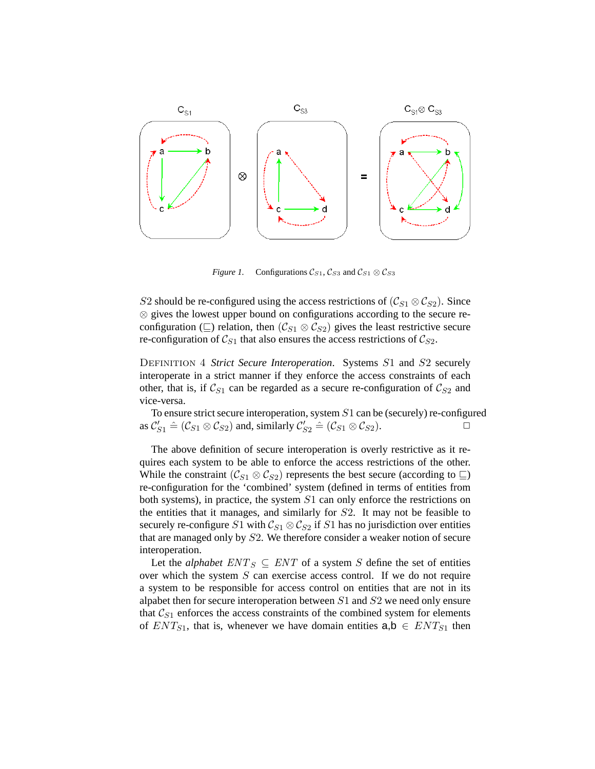*Figure 1.* Configurations $\mathcal{C}_{S1}$, $\mathcal{C}_{S3}$ and $\mathcal{C}_{S1} \otimes \mathcal{C}_{S3}$

$S2$ should be re-configured using the access restrictions of $(\mathcal{C}_{S1} \otimes \mathcal{C}_{S2})$. Since $\otimes$ gives the lowest upper bound on configurations according to the secure re-configuration ($\sqsubseteq$) relation, then $(\mathcal{C}_{S1} \otimes \mathcal{C}_{S2})$ gives the least restrictive secure re-configuration of $\mathcal{C}_{S1}$ that also ensures the access restrictions of $\mathcal{C}_{S2}$.

DEFINITION 4 *Strict Secure Interoperation*. Systems $S1$ and $S2$ securely interoperate in a strict manner if they enforce the access constraints of each other, that is, if $\mathcal{C}_{S1}$ can be regarded as a secure re-configuration of $\mathcal{C}_{S2}$ and vice-versa.

To ensure strict secure interoperation, system $S1$ can be (securely) re-configured as $\mathcal{C}'_{S1} \hat{=} (\mathcal{C}_{S1} \otimes \mathcal{C}_{S2})$ and, similarly $\mathcal{C}'_{S2} \hat{=} (\mathcal{C}_{S1} \otimes \mathcal{C}_{S2})$. □

The above definition of secure interoperation is overly restrictive as it requires each system to be able to enforce the access restrictions of the other. While the constraint $(\mathcal{C}_{S1} \otimes \mathcal{C}_{S2})$ represents the best secure (according to $\sqsubseteq$) re-configuration for the 'combined' system (defined in terms of entities from both systems), in practice, the system $S1$ can only enforce the restrictions on the entities that it manages, and similarly for $S2$. It may not be feasible to securely re-configure $S1$ with $\mathcal{C}_{S1} \otimes \mathcal{C}_{S2}$ if $S1$ has no jurisdiction over entities that are managed only by $S2$. We therefore consider a weaker notion of secure interoperation.

Let the *alphabet* $ENT_S \subseteq ENT$ of a system $S$ define the set of entities over which the system $S$ can exercise access control. If we do not require a system to be responsible for access control on entities that are not in its alpabet then for secure interoperation between $S1$ and $S2$ we need only ensure that $\mathcal{C}_{S1}$ enforces the access constraints of the combined system for elements of $ENT_{S1}$, that is, whenever we have domain entities a,b $\in ENT_{S1}$ then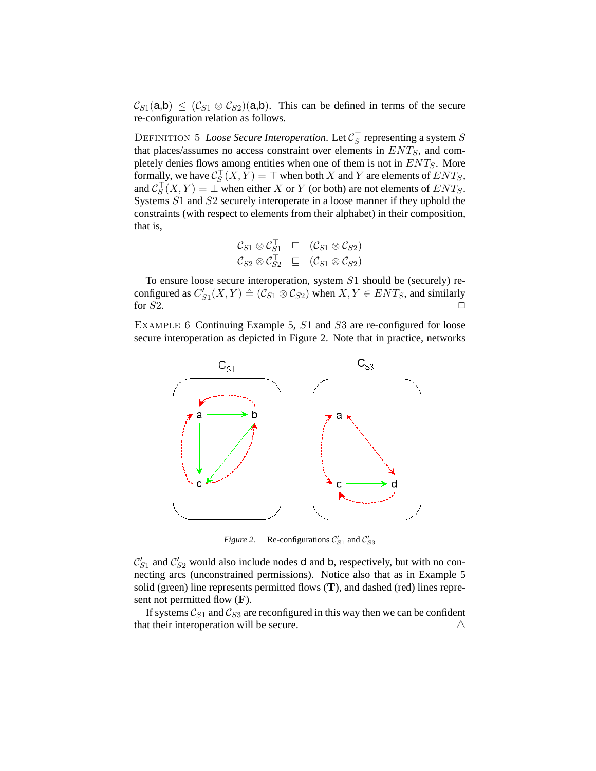$\mathcal{C}_{S1}(\mathsf{a},\mathsf{b}) \leq (\mathcal{C}_{S1} \otimes \mathcal{C}_{S2})(\mathsf{a},\mathsf{b})$. This can be defined in terms of the secure re-configuration relation as follows.

DEFINITION 5 *Loose Secure Interoperation.* Let $\mathcal{C}_S^\top$ representing a system $S$ that places/assumes no access constraint over elements in $ENT_S$, and completely denies flows among entities when one of them is not in $ENT_S$. More formally, we have $\mathcal{C}_S^\top(X,Y) = \top$ when both $X$ and $Y$ are elements of $ENT_S$, and $\mathcal{C}_S^\top(X,Y) = \bot$ when either $X$ or $Y$ (or both) are not elements of $ENT_S$. Systems $S1$ and $S2$ securely interoperate in a loose manner if they uphold the constraints (with respect to elements from their alphabet) in their composition, that is,

$$\begin{aligned}
\mathcal{C}_{S1} \otimes \mathcal{C}_{S1}^\top &\sqsubseteq (\mathcal{C}_{S1} \otimes \mathcal{C}_{S2}) \\
\mathcal{C}_{S2} \otimes \mathcal{C}_{S2}^\top &\sqsubseteq (\mathcal{C}_{S1} \otimes \mathcal{C}_{S2})
\end{aligned}$$

To ensure loose secure interoperation, system $S1$ should be (securely) re-configured as $C'_{S1}(X,Y) \mathrel{\hat{=}} (\mathcal{C}_{S1} \otimes \mathcal{C}_{S2})$ when $X, Y \in ENT_S$, and similarly for $S2$. □

EXAMPLE 6 Continuing Example 5, $S1$ and $S3$ are re-configured for loose secure interoperation as depicted in Figure 2. Note that in practice, networks

*Figure 2.* Re-configurations $\mathcal{C}'_{S1}$ and $\mathcal{C}'_{S3}$

$\mathcal{C}'_{S1}$ and $\mathcal{C}'_{S2}$ would also include nodes d and b, respectively, but with no connecting arcs (unconstrained permissions). Notice also that as in Example 5 solid (green) line represents permitted flows (**T**), and dashed (red) lines represent not permitted flow (**F**).

If systems $\mathcal{C}_{S1}$ and $\mathcal{C}_{S3}$ are reconfigured in this way then we can be confident that their interoperation will be secure. △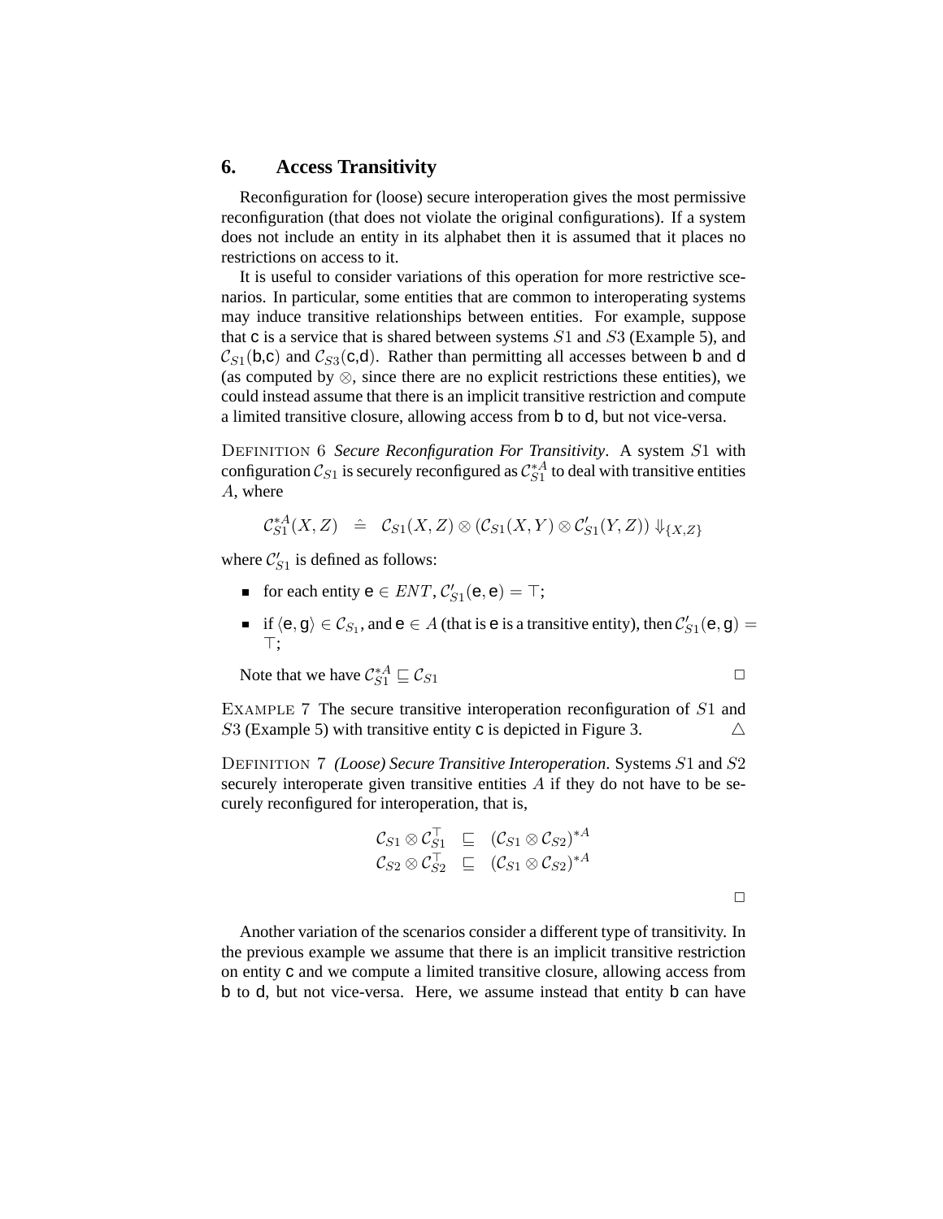## 6. Access Transitivity

Reconfiguration for (loose) secure interoperation gives the most permissive reconfiguration (that does not violate the original configurations). If a system does not include an entity in its alphabet then it is assumed that it places no restrictions on access to it.

It is useful to consider variations of this operation for more restrictive scenarios. In particular, some entities that are common to interoperating systems may induce transitive relationships between entities. For example, suppose that $\mathsf{c}$ is a service that is shared between systems $S1$ and $S3$ (Example 5), and $\mathcal{C}_{S1}(\mathsf{b},\mathsf{c})$ and $\mathcal{C}_{S3}(\mathsf{c},\mathsf{d})$. Rather than permitting all accesses between $\mathsf{b}$ and $\mathsf{d}$ (as computed by $\otimes$, since there are no explicit restrictions these entities), we could instead assume that there is an implicit transitive restriction and compute a limited transitive closure, allowing access from $\mathsf{b}$ to $\mathsf{d}$, but not vice-versa.

DEFINITION 6 *Secure Reconfiguration For Transitivity*. A system $S1$ with configuration $\mathcal{C}_{S1}$ is securely reconfigured as $\mathcal{C}^{*A}_{S1}$ to deal with transitive entities $A$, where

$$\mathcal{C}^{*A}_{S1}(X,Z) \;\;\hat{=}\;\; \mathcal{C}_{S1}(X,Z) \otimes (\mathcal{C}_{S1}(X,Y) \otimes \mathcal{C}'_{S1}(Y,Z)) \Downarrow_{\{X,Z\}}$$

where $\mathcal{C}'_{S1}$ is defined as follows:

- for each entity $\mathsf{e} \in ENT$, $\mathcal{C}'_{S1}(\mathsf{e},\mathsf{e}) = \top$;
- if $\langle \mathsf{e},\mathsf{g}\rangle \in \mathcal{C}_{S_1}$, and $\mathsf{e} \in A$ (that is $\mathsf{e}$ is a transitive entity), then $\mathcal{C}'_{S1}(\mathsf{e},\mathsf{g}) = \top$;

Note that we have $\mathcal{C}^{*A}_{S1} \sqsubseteq \mathcal{C}_{S1}$ □

EXAMPLE 7 The secure transitive interoperation reconfiguration of $S1$ and $S3$ (Example 5) with transitive entity $\mathsf{c}$ is depicted in Figure 3. △

DEFINITION 7 *(Loose) Secure Transitive Interoperation*. Systems $S1$ and $S2$ securely interoperate given transitive entities $A$ if they do not have to be securely reconfigured for interoperation, that is,

$$\begin{array}{lcl}\mathcal{C}_{S1} \otimes \mathcal{C}^{\top}_{S1} & \sqsubseteq & (\mathcal{C}_{S1} \otimes \mathcal{C}_{S2})^{*A} \\ \mathcal{C}_{S2} \otimes \mathcal{C}^{\top}_{S2} & \sqsubseteq & (\mathcal{C}_{S1} \otimes \mathcal{C}_{S2})^{*A}\end{array}$$

□

Another variation of the scenarios consider a different type of transitivity. In the previous example we assume that there is an implicit transitive restriction on entity $\mathsf{c}$ and we compute a limited transitive closure, allowing access from $\mathsf{b}$ to $\mathsf{d}$, but not vice-versa. Here, we assume instead that entity $\mathsf{b}$ can have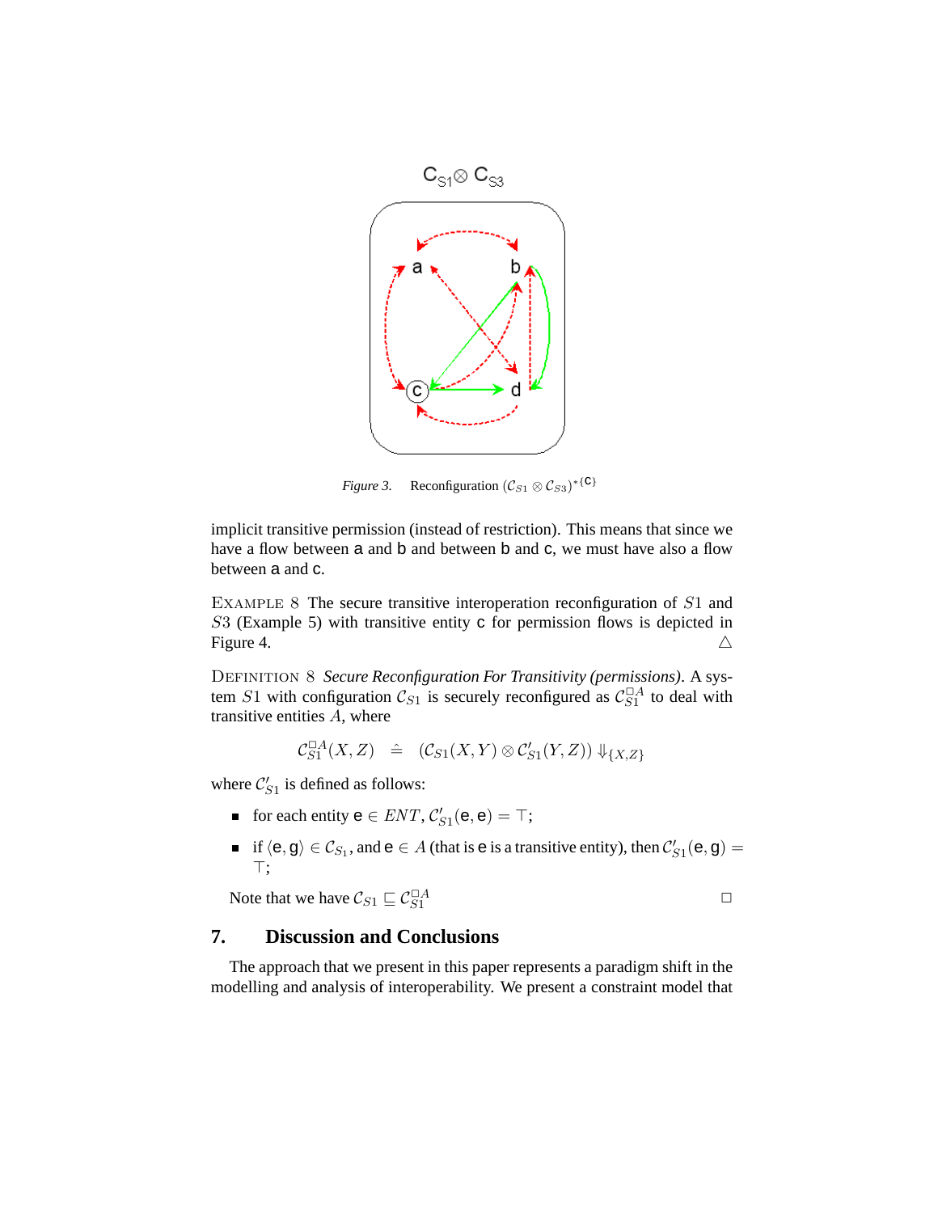Figure 3. Reconfiguration $(\mathcal{C}_{S1} \otimes \mathcal{C}_{S3})^{*\{\mathsf{c}\}}$

implicit transitive permission (instead of restriction). This means that since we have a flow between a and b and between b and c, we must have also a flow between a and c.

EXAMPLE 8 The secure transitive interoperation reconfiguration of $S1$ and $S3$ (Example 5) with transitive entity c for permission flows is depicted in Figure 4. △

DEFINITION 8 *Secure Reconfiguration For Transitivity (permissions)*. A system $S1$ with configuration $\mathcal{C}_{S1}$ is securely reconfigured as $\mathcal{C}_{S1}^{\Box A}$ to deal with transitive entities $A$, where

$$\mathcal{C}_{S1}^{\Box A}(X,Z) \;\hat{=}\; (\mathcal{C}_{S1}(X,Y) \otimes \mathcal{C}'_{S1}(Y,Z)) \Downarrow_{\{X,Z\}}$$

where $\mathcal{C}'_{S1}$ is defined as follows:

- for each entity $\mathsf{e} \in ENT$, $\mathcal{C}'_{S1}(\mathsf{e},\mathsf{e}) = \top$;
- if $\langle \mathsf{e}, \mathsf{g} \rangle \in \mathcal{C}_{S_1}$, and $\mathsf{e} \in A$ (that is e is a transitive entity), then $\mathcal{C}'_{S1}(\mathsf{e},\mathsf{g}) = \top$;

Note that we have $\mathcal{C}_{S1} \sqsubseteq \mathcal{C}_{S1}^{\Box A}$ □

## 7. Discussion and Conclusions

The approach that we present in this paper represents a paradigm shift in the modelling and analysis of interoperability. We present a constraint model that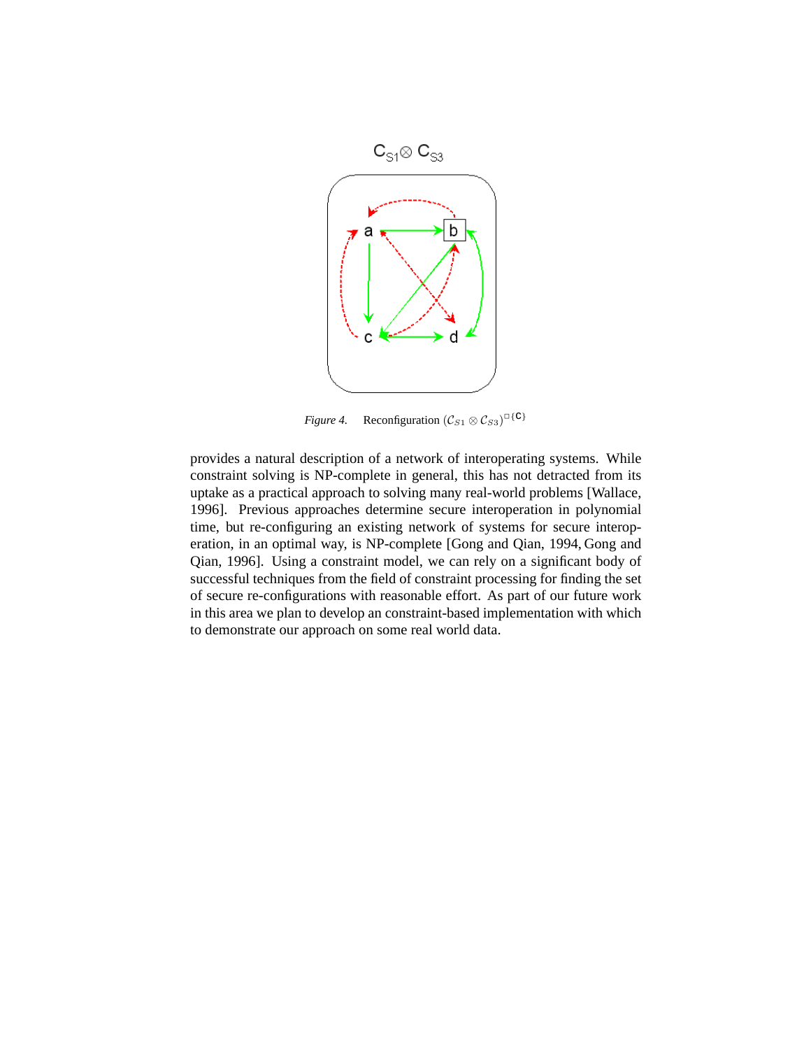Figure 4. Reconfiguration $(\mathcal{C}_{S1} \otimes \mathcal{C}_{S3})^{\Box\{c\}}$

provides a natural description of a network of interoperating systems. While constraint solving is NP-complete in general, this has not detracted from its uptake as a practical approach to solving many real-world problems [Wallace, 1996]. Previous approaches determine secure interoperation in polynomial time, but re-configuring an existing network of systems for secure interoperation, in an optimal way, is NP-complete [Gong and Qian, 1994, Gong and Qian, 1996]. Using a constraint model, we can rely on a significant body of successful techniques from the field of constraint processing for finding the set of secure re-configurations with reasonable effort. As part of our future work in this area we plan to develop an constraint-based implementation with which to demonstrate our approach on some real world data.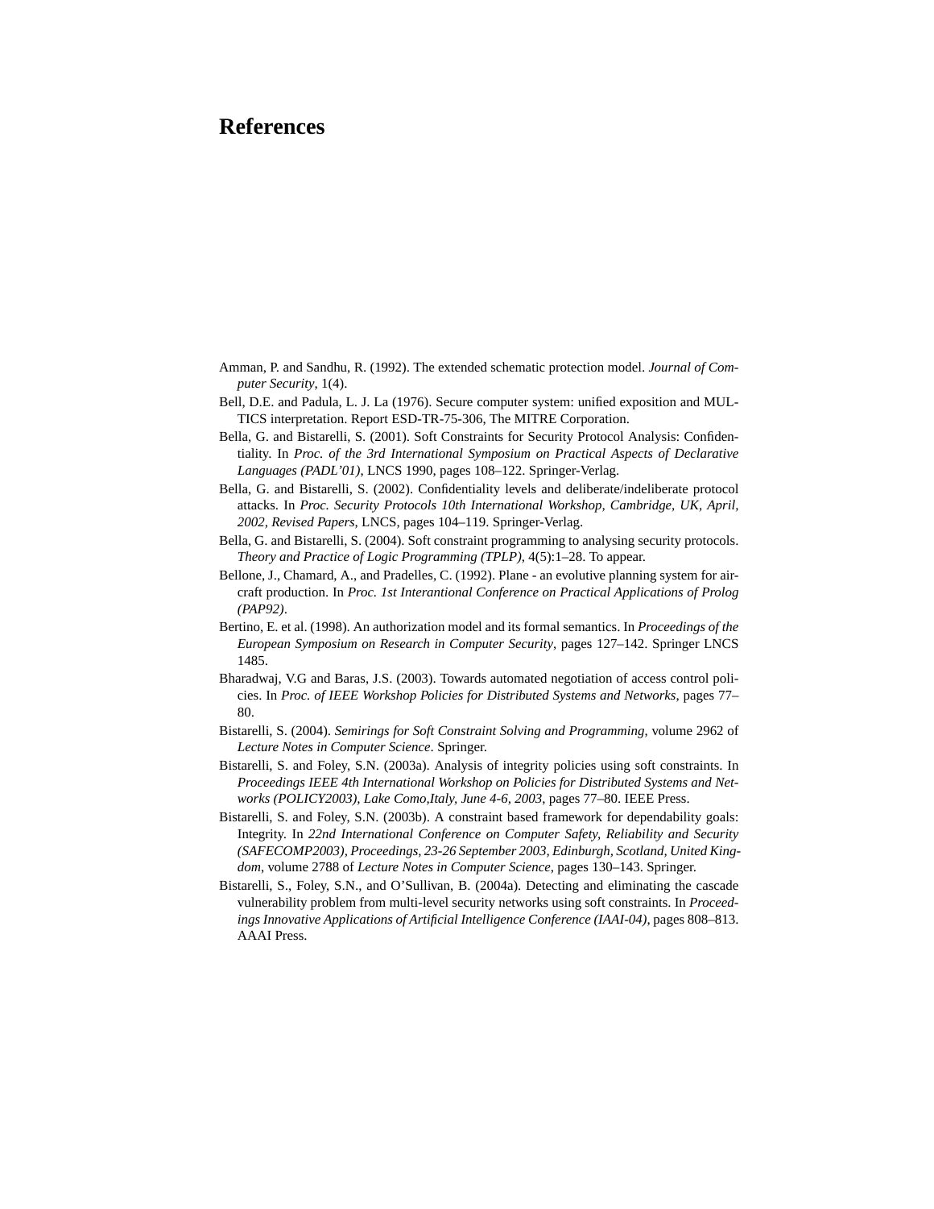# References

Amman, P. and Sandhu, R. (1992). The extended schematic protection model. *Journal of Computer Security*, 1(4).

Bell, D.E. and Padula, L. J. La (1976). Secure computer system: unified exposition and MULTICS interpretation. Report ESD-TR-75-306, The MITRE Corporation.

Bella, G. and Bistarelli, S. (2001). Soft Constraints for Security Protocol Analysis: Confidentiality. In *Proc. of the 3rd International Symposium on Practical Aspects of Declarative Languages (PADL'01)*, LNCS 1990, pages 108–122. Springer-Verlag.

Bella, G. and Bistarelli, S. (2002). Confidentiality levels and deliberate/indeliberate protocol attacks. In *Proc. Security Protocols 10th International Workshop, Cambridge, UK, April, 2002, Revised Papers*, LNCS, pages 104–119. Springer-Verlag.

Bella, G. and Bistarelli, S. (2004). Soft constraint programming to analysing security protocols. *Theory and Practice of Logic Programming (TPLP)*, 4(5):1–28. To appear.

Bellone, J., Chamard, A., and Pradelles, C. (1992). Plane - an evolutive planning system for aircraft production. In *Proc. 1st Interantional Conference on Practical Applications of Prolog (PAP92)*.

Bertino, E. et al. (1998). An authorization model and its formal semantics. In *Proceedings of the European Symposium on Research in Computer Security*, pages 127–142. Springer LNCS 1485.

Bharadwaj, V.G and Baras, J.S. (2003). Towards automated negotiation of access control policies. In *Proc. of IEEE Workshop Policies for Distributed Systems and Networks*, pages 77–80.

Bistarelli, S. (2004). *Semirings for Soft Constraint Solving and Programming*, volume 2962 of *Lecture Notes in Computer Science*. Springer.

Bistarelli, S. and Foley, S.N. (2003a). Analysis of integrity policies using soft constraints. In *Proceedings IEEE 4th International Workshop on Policies for Distributed Systems and Networks (POLICY2003), Lake Como,Italy, June 4-6, 2003*, pages 77–80. IEEE Press.

Bistarelli, S. and Foley, S.N. (2003b). A constraint based framework for dependability goals: Integrity. In *22nd International Conference on Computer Safety, Reliability and Security (SAFECOMP2003), Proceedings, 23-26 September 2003, Edinburgh, Scotland, United Kingdom*, volume 2788 of *Lecture Notes in Computer Science*, pages 130–143. Springer.

Bistarelli, S., Foley, S.N., and O'Sullivan, B. (2004a). Detecting and eliminating the cascade vulnerability problem from multi-level security networks using soft constraints. In *Proceedings Innovative Applications of Artificial Intelligence Conference (IAAI-04)*, pages 808–813. AAAI Press.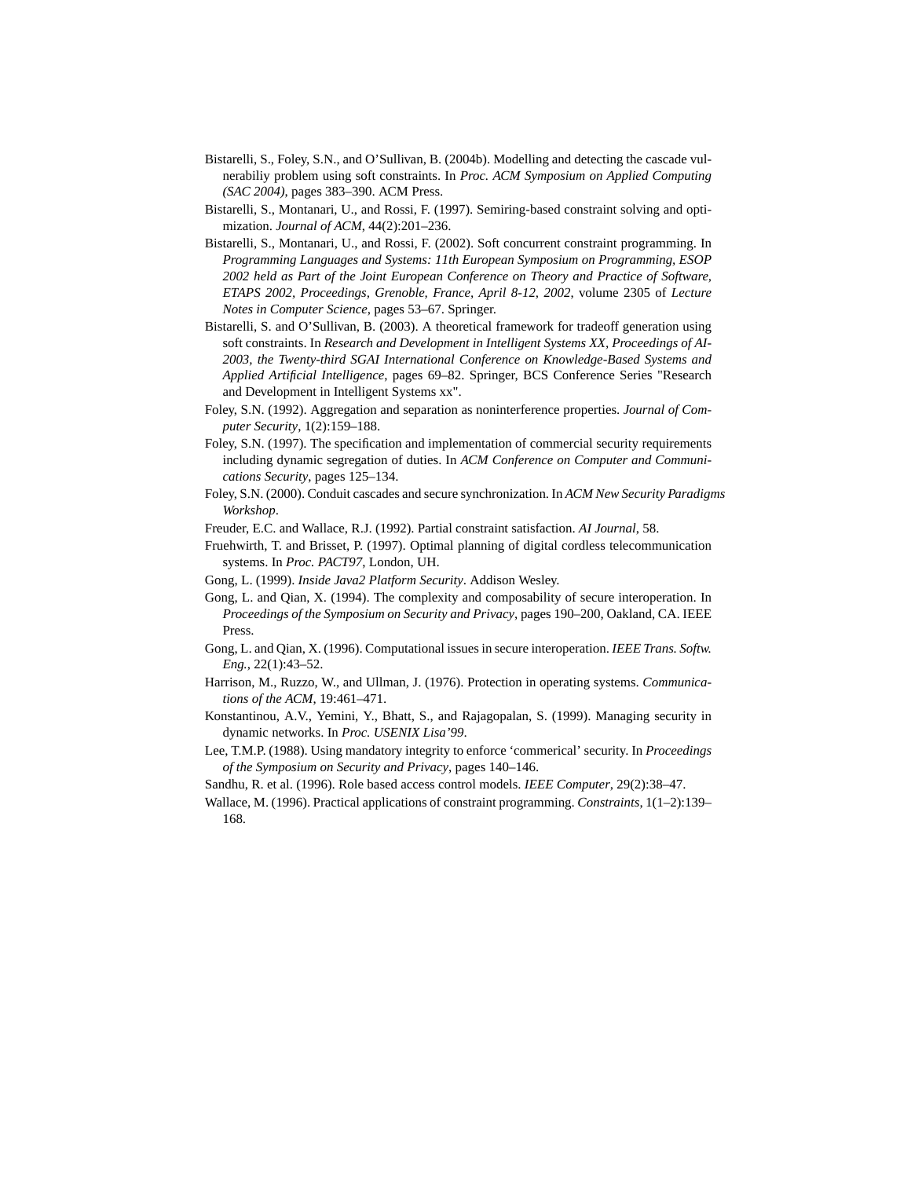Bistarelli, S., Foley, S.N., and O'Sullivan, B. (2004b). Modelling and detecting the cascade vulnerabiliy problem using soft constraints. In *Proc. ACM Symposium on Applied Computing (SAC 2004)*, pages 383–390. ACM Press.

Bistarelli, S., Montanari, U., and Rossi, F. (1997). Semiring-based constraint solving and optimization. *Journal of ACM*, 44(2):201–236.

Bistarelli, S., Montanari, U., and Rossi, F. (2002). Soft concurrent constraint programming. In *Programming Languages and Systems: 11th European Symposium on Programming, ESOP 2002 held as Part of the Joint European Conference on Theory and Practice of Software, ETAPS 2002, Proceedings, Grenoble, France, April 8-12, 2002*, volume 2305 of *Lecture Notes in Computer Science*, pages 53–67. Springer.

Bistarelli, S. and O'Sullivan, B. (2003). A theoretical framework for tradeoff generation using soft constraints. In *Research and Development in Intelligent Systems XX, Proceedings of AI-2003, the Twenty-third SGAI International Conference on Knowledge-Based Systems and Applied Artificial Intelligence*, pages 69–82. Springer, BCS Conference Series "Research and Development in Intelligent Systems xx".

Foley, S.N. (1992). Aggregation and separation as noninterference properties. *Journal of Computer Security*, 1(2):159–188.

Foley, S.N. (1997). The specification and implementation of commercial security requirements including dynamic segregation of duties. In *ACM Conference on Computer and Communications Security*, pages 125–134.

Foley, S.N. (2000). Conduit cascades and secure synchronization. In *ACM New Security Paradigms Workshop*.

Freuder, E.C. and Wallace, R.J. (1992). Partial constraint satisfaction. *AI Journal*, 58.

Fruehwirth, T. and Brisset, P. (1997). Optimal planning of digital cordless telecommunication systems. In *Proc. PACT97*, London, UH.

Gong, L. (1999). *Inside Java2 Platform Security*. Addison Wesley.

Gong, L. and Qian, X. (1994). The complexity and composability of secure interoperation. In *Proceedings of the Symposium on Security and Privacy*, pages 190–200, Oakland, CA. IEEE Press.

Gong, L. and Qian, X. (1996). Computational issues in secure interoperation. *IEEE Trans. Softw. Eng.*, 22(1):43–52.

Harrison, M., Ruzzo, W., and Ullman, J. (1976). Protection in operating systems. *Communications of the ACM*, 19:461–471.

Konstantinou, A.V., Yemini, Y., Bhatt, S., and Rajagopalan, S. (1999). Managing security in dynamic networks. In *Proc. USENIX Lisa'99*.

Lee, T.M.P. (1988). Using mandatory integrity to enforce 'commerical' security. In *Proceedings of the Symposium on Security and Privacy*, pages 140–146.

Sandhu, R. et al. (1996). Role based access control models. *IEEE Computer*, 29(2):38–47.

Wallace, M. (1996). Practical applications of constraint programming. *Constraints*, 1(1–2):139–168.